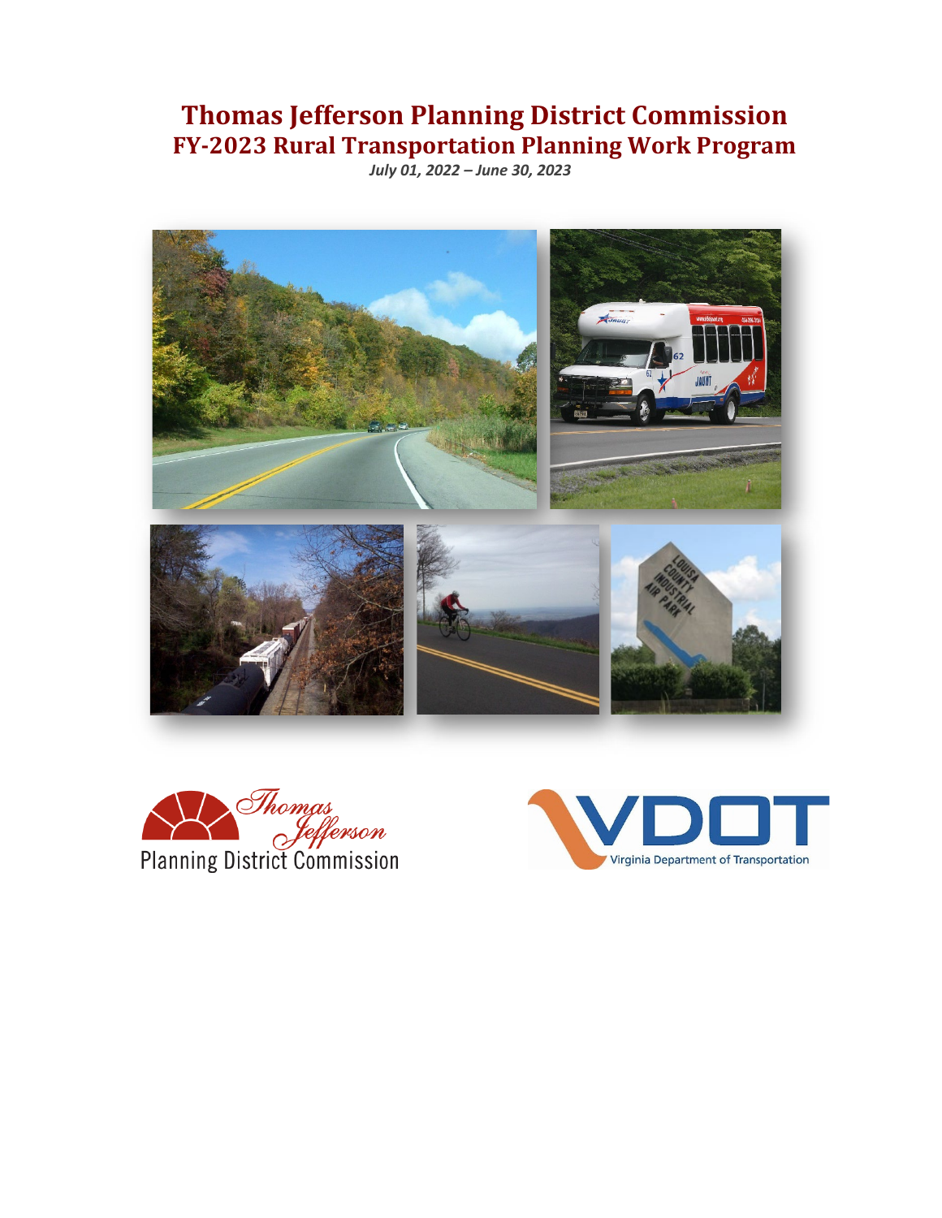# Thomas Jefferson Planning District Commission

## FY-2023 Rural Transportation Planning Work Program

*July 01, 2022 – June 30, 2023*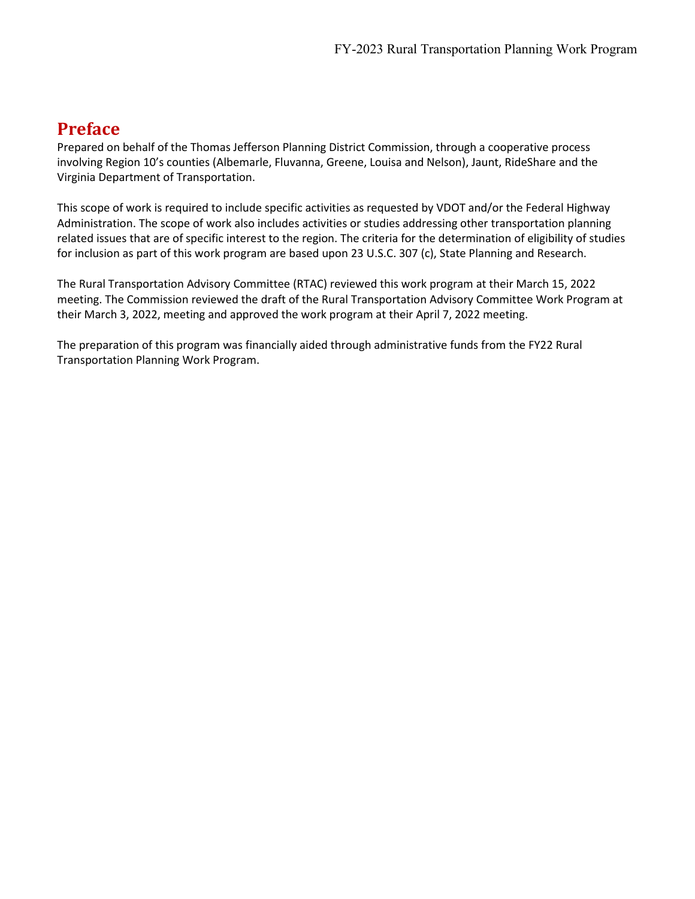# Preface

Prepared on behalf of the Thomas Jefferson Planning District Commission, through a cooperative process involving Region 10's counties (Albemarle, Fluvanna, Greene, Louisa and Nelson), Jaunt, RideShare and the Virginia Department of Transportation.

This scope of work is required to include specific activities as requested by VDOT and/or the Federal Highway Administration. The scope of work also includes activities or studies addressing other transportation planning related issues that are of specific interest to the region. The criteria for the determination of eligibility of studies for inclusion as part of this work program are based upon 23 U.S.C. 307 (c), State Planning and Research.

The Rural Transportation Advisory Committee (RTAC) reviewed this work program at their March 15, 2022 meeting. The Commission reviewed the draft of the Rural Transportation Advisory Committee Work Program at their March 3, 2022, meeting and approved the work program at their April 7, 2022 meeting.

The preparation of this program was financially aided through administrative funds from the FY22 Rural Transportation Planning Work Program.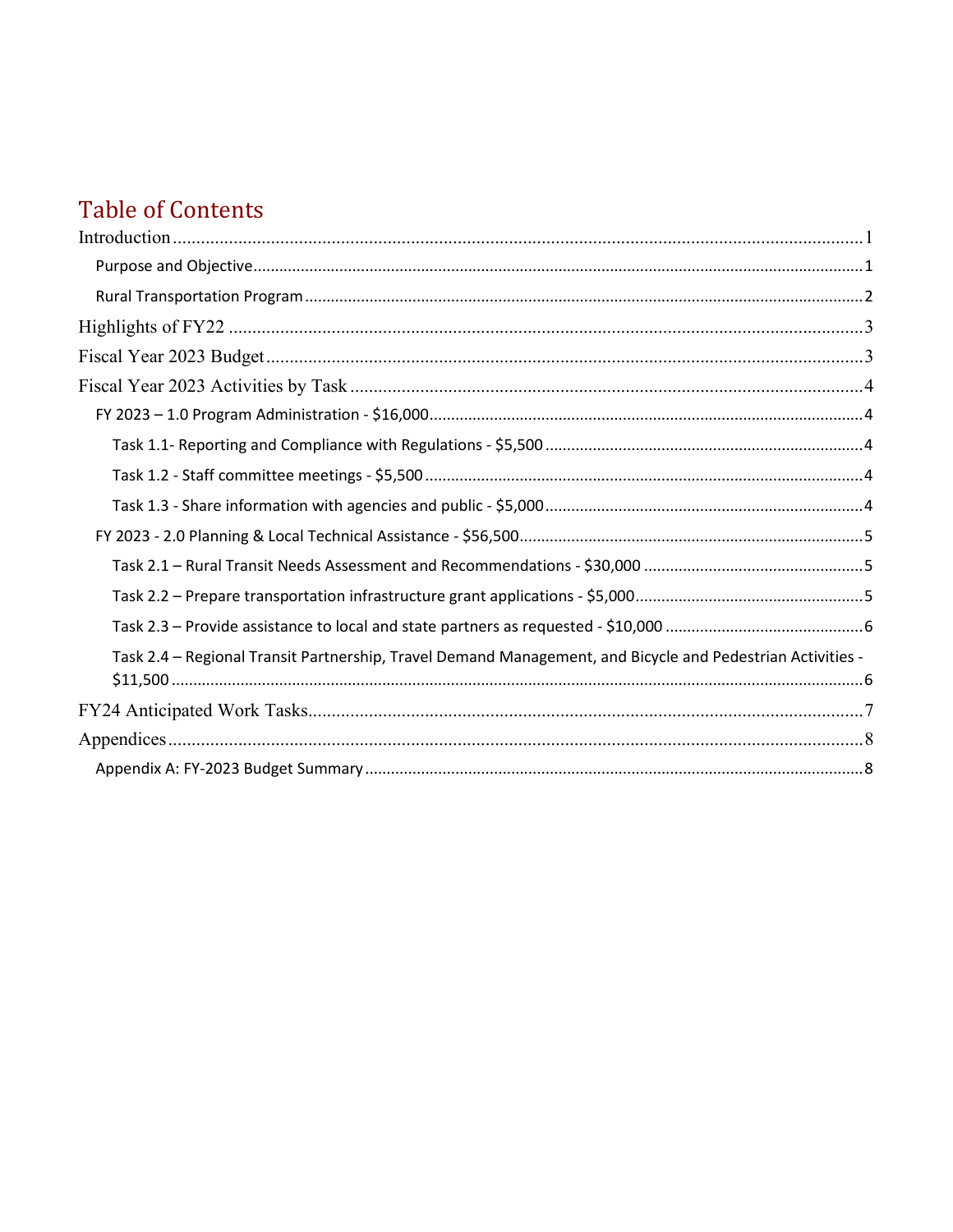# Table of Contents

Introduction ..... 1

- Purpose and Objective ..... 1
- Rural Transportation Program ..... 2

Highlights of FY22 ..... 3

Fiscal Year 2023 Budget ..... 3

Fiscal Year 2023 Activities by Task ..... 4

- FY 2023 – 1.0 Program Administration - $16,000 ..... 4
  - Task 1.1- Reporting and Compliance with Regulations - $5,500 ..... 4
  - Task 1.2 - Staff committee meetings - $5,500 ..... 4
  - Task 1.3 - Share information with agencies and public - $5,000 ..... 4
- FY 2023 - 2.0 Planning & Local Technical Assistance - $56,500 ..... 5
  - Task 2.1 – Rural Transit Needs Assessment and Recommendations - $30,000 ..... 5
  - Task 2.2 – Prepare transportation infrastructure grant applications - $5,000 ..... 5
  - Task 2.3 – Provide assistance to local and state partners as requested - $10,000 ..... 6
  - Task 2.4 – Regional Transit Partnership, Travel Demand Management, and Bicycle and Pedestrian Activities - $11,500 ..... 6

FY24 Anticipated Work Tasks ..... 7

Appendices ..... 8

- Appendix A: FY-2023 Budget Summary ..... 8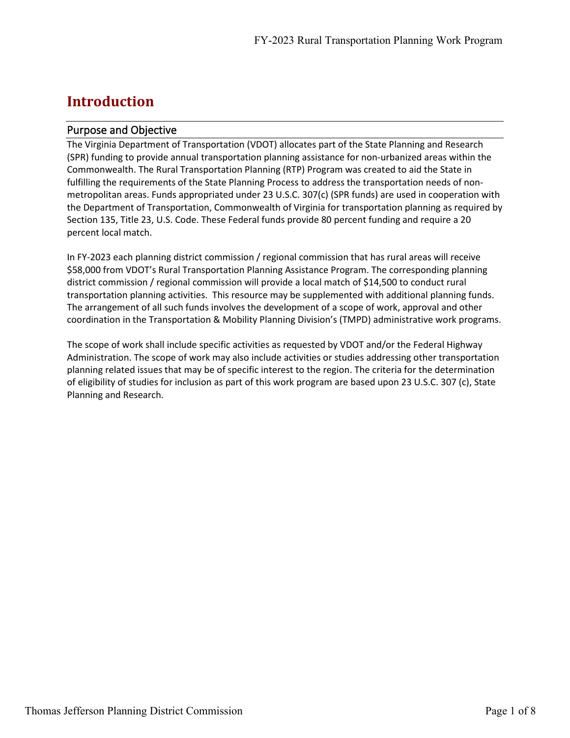# Introduction

## Purpose and Objective

The Virginia Department of Transportation (VDOT) allocates part of the State Planning and Research (SPR) funding to provide annual transportation planning assistance for non-urbanized areas within the Commonwealth. The Rural Transportation Planning (RTP) Program was created to aid the State in fulfilling the requirements of the State Planning Process to address the transportation needs of non-metropolitan areas. Funds appropriated under 23 U.S.C. 307(c) (SPR funds) are used in cooperation with the Department of Transportation, Commonwealth of Virginia for transportation planning as required by Section 135, Title 23, U.S. Code. These Federal funds provide 80 percent funding and require a 20 percent local match.

In FY-2023 each planning district commission / regional commission that has rural areas will receive $58,000 from VDOT's Rural Transportation Planning Assistance Program. The corresponding planning district commission / regional commission will provide a local match of $14,500 to conduct rural transportation planning activities. This resource may be supplemented with additional planning funds. The arrangement of all such funds involves the development of a scope of work, approval and other coordination in the Transportation & Mobility Planning Division's (TMPD) administrative work programs.

The scope of work shall include specific activities as requested by VDOT and/or the Federal Highway Administration. The scope of work may also include activities or studies addressing other transportation planning related issues that may be of specific interest to the region. The criteria for the determination of eligibility of studies for inclusion as part of this work program are based upon 23 U.S.C. 307 (c), State Planning and Research.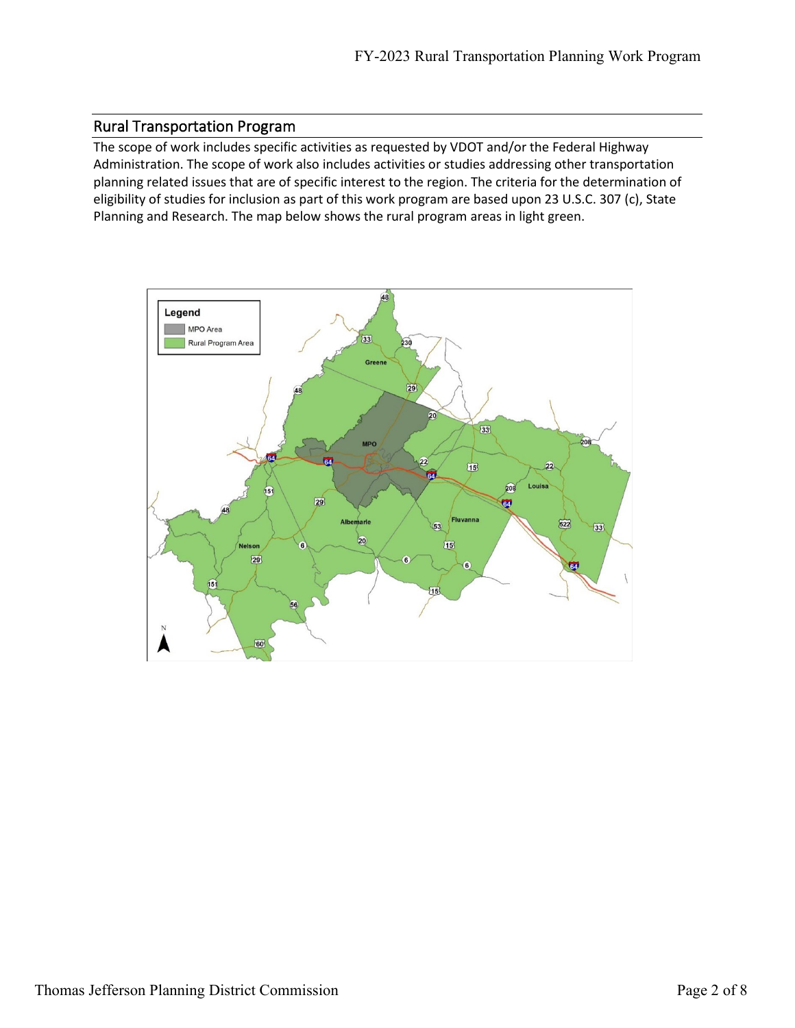## Rural Transportation Program

The scope of work includes specific activities as requested by VDOT and/or the Federal Highway Administration. The scope of work also includes activities or studies addressing other transportation planning related issues that are of specific interest to the region. The criteria for the determination of eligibility of studies for inclusion as part of this work program are based upon 23 U.S.C. 307 (c), State Planning and Research. The map below shows the rural program areas in light green.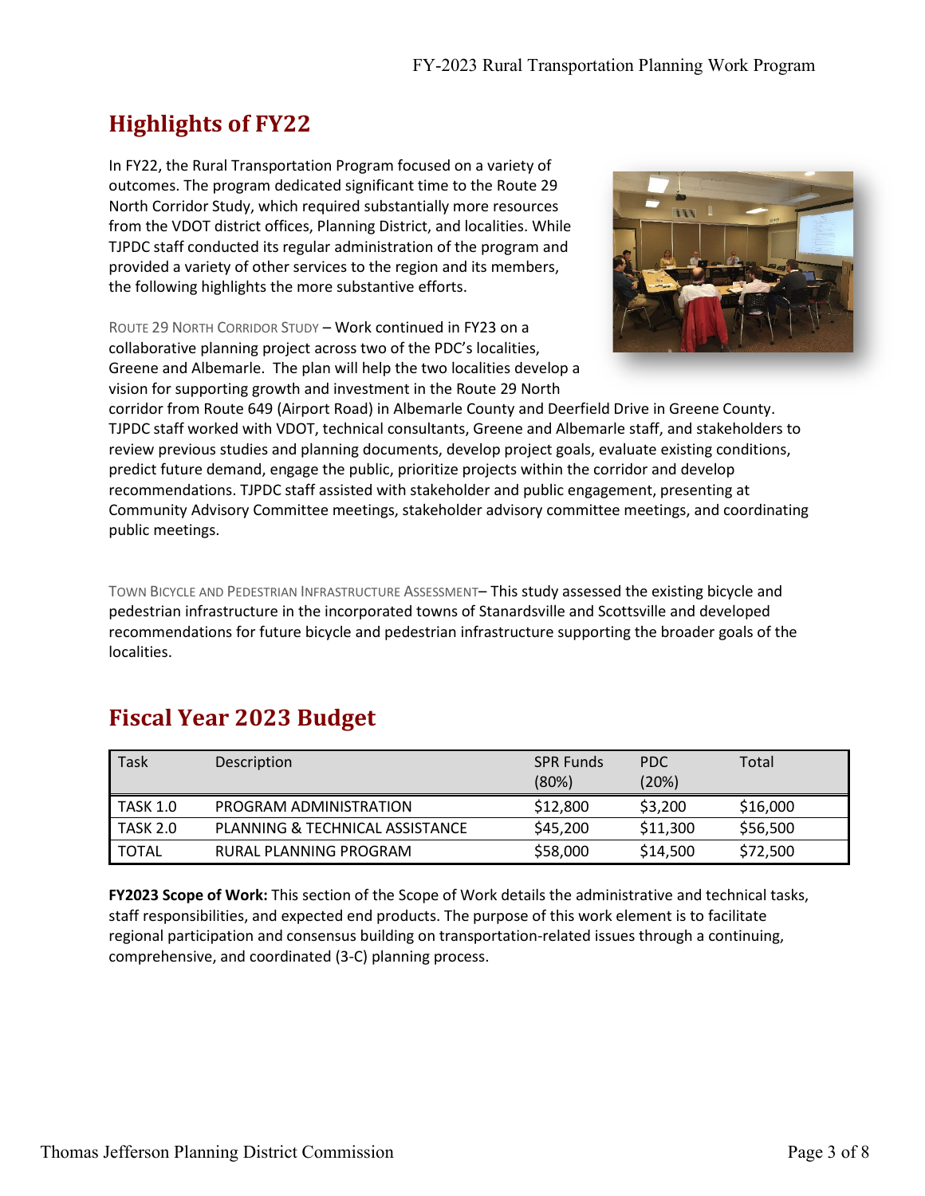## Highlights of FY22

In FY22, the Rural Transportation Program focused on a variety of outcomes. The program dedicated significant time to the Route 29 North Corridor Study, which required substantially more resources from the VDOT district offices, Planning District, and localities. While TJPDC staff conducted its regular administration of the program and provided a variety of other services to the region and its members, the following highlights the more substantive efforts.

ROUTE 29 NORTH CORRIDOR STUDY – Work continued in FY23 on a collaborative planning project across two of the PDC's localities, Greene and Albemarle. The plan will help the two localities develop a vision for supporting growth and investment in the Route 29 North corridor from Route 649 (Airport Road) in Albemarle County and Deerfield Drive in Greene County. TJPDC staff worked with VDOT, technical consultants, Greene and Albemarle staff, and stakeholders to review previous studies and planning documents, develop project goals, evaluate existing conditions, predict future demand, engage the public, prioritize projects within the corridor and develop recommendations. TJPDC staff assisted with stakeholder and public engagement, presenting at Community Advisory Committee meetings, stakeholder advisory committee meetings, and coordinating public meetings.

TOWN BICYCLE AND PEDESTRIAN INFRASTRUCTURE ASSESSMENT– This study assessed the existing bicycle and pedestrian infrastructure in the incorporated towns of Stanardsville and Scottsville and developed recommendations for future bicycle and pedestrian infrastructure supporting the broader goals of the localities.

## Fiscal Year 2023 Budget

| Task | Description | SPR Funds (80%) | PDC (20%) | Total |
|---|---|---|---|---|
| TASK 1.0 | PROGRAM ADMINISTRATION | $12,800 | $3,200 | $16,000 |
| TASK 2.0 | PLANNING & TECHNICAL ASSISTANCE | $45,200 | $11,300 | $56,500 |
| TOTAL | RURAL PLANNING PROGRAM | $58,000 | $14,500 | $72,500 |

**FY2023 Scope of Work:** This section of the Scope of Work details the administrative and technical tasks, staff responsibilities, and expected end products. The purpose of this work element is to facilitate regional participation and consensus building on transportation-related issues through a continuing, comprehensive, and coordinated (3-C) planning process.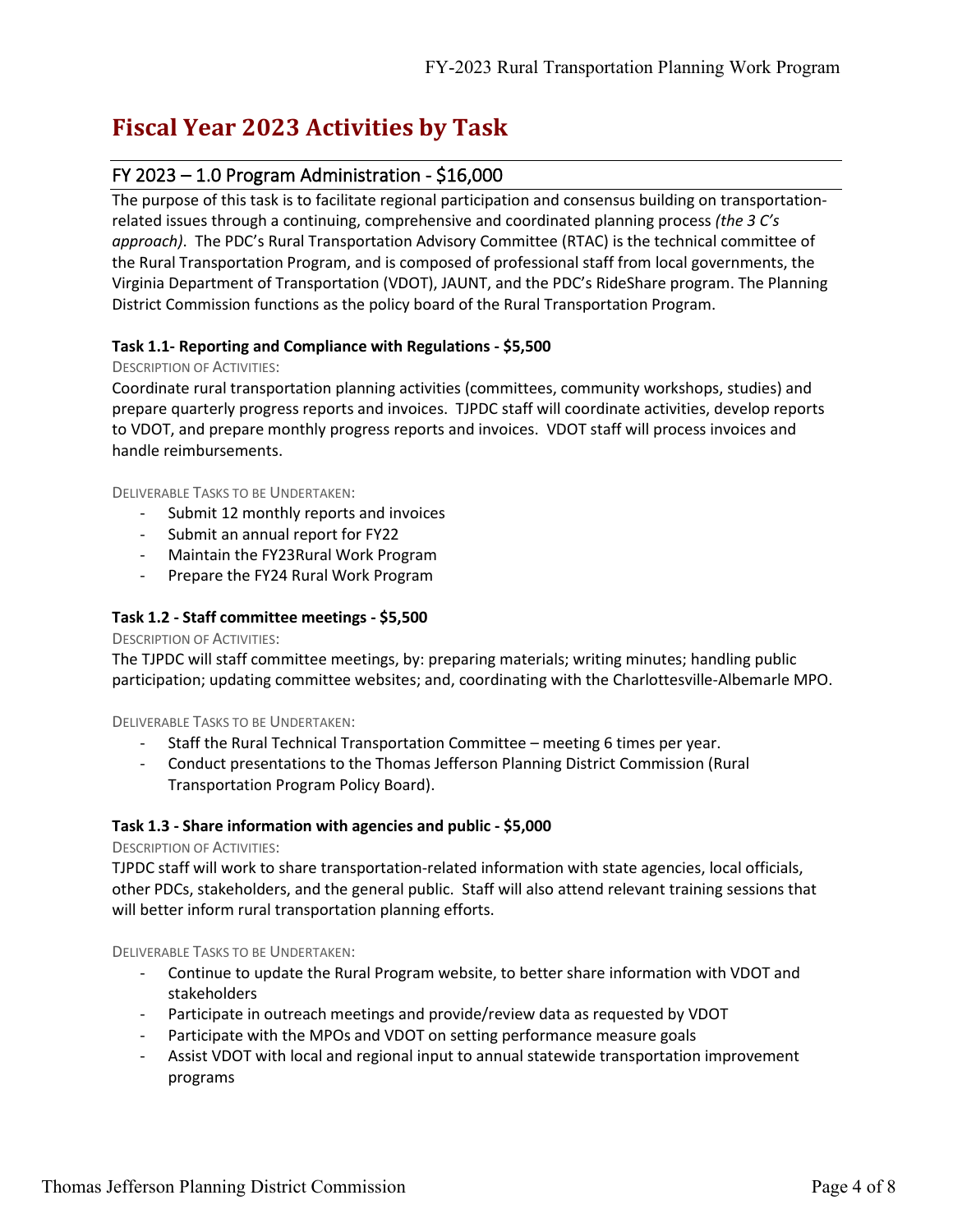# Fiscal Year 2023 Activities by Task

## FY 2023 – 1.0 Program Administration - $16,000

The purpose of this task is to facilitate regional participation and consensus building on transportation-related issues through a continuing, comprehensive and coordinated planning process *(the 3 C's approach)*. The PDC's Rural Transportation Advisory Committee (RTAC) is the technical committee of the Rural Transportation Program, and is composed of professional staff from local governments, the Virginia Department of Transportation (VDOT), JAUNT, and the PDC's RideShare program. The Planning District Commission functions as the policy board of the Rural Transportation Program.

### Task 1.1- Reporting and Compliance with Regulations - $5,500

DESCRIPTION OF ACTIVITIES:

Coordinate rural transportation planning activities (committees, community workshops, studies) and prepare quarterly progress reports and invoices. TJPDC staff will coordinate activities, develop reports to VDOT, and prepare monthly progress reports and invoices. VDOT staff will process invoices and handle reimbursements.

DELIVERABLE TASKS TO BE UNDERTAKEN:

- Submit 12 monthly reports and invoices
- Submit an annual report for FY22
- Maintain the FY23Rural Work Program
- Prepare the FY24 Rural Work Program

### Task 1.2 - Staff committee meetings - $5,500

DESCRIPTION OF ACTIVITIES:

The TJPDC will staff committee meetings, by: preparing materials; writing minutes; handling public participation; updating committee websites; and, coordinating with the Charlottesville-Albemarle MPO.

DELIVERABLE TASKS TO BE UNDERTAKEN:

- Staff the Rural Technical Transportation Committee – meeting 6 times per year.
- Conduct presentations to the Thomas Jefferson Planning District Commission (Rural Transportation Program Policy Board).

### Task 1.3 - Share information with agencies and public - $5,000

DESCRIPTION OF ACTIVITIES:

TJPDC staff will work to share transportation-related information with state agencies, local officials, other PDCs, stakeholders, and the general public. Staff will also attend relevant training sessions that will better inform rural transportation planning efforts.

DELIVERABLE TASKS TO BE UNDERTAKEN:

- Continue to update the Rural Program website, to better share information with VDOT and stakeholders
- Participate in outreach meetings and provide/review data as requested by VDOT
- Participate with the MPOs and VDOT on setting performance measure goals
- Assist VDOT with local and regional input to annual statewide transportation improvement programs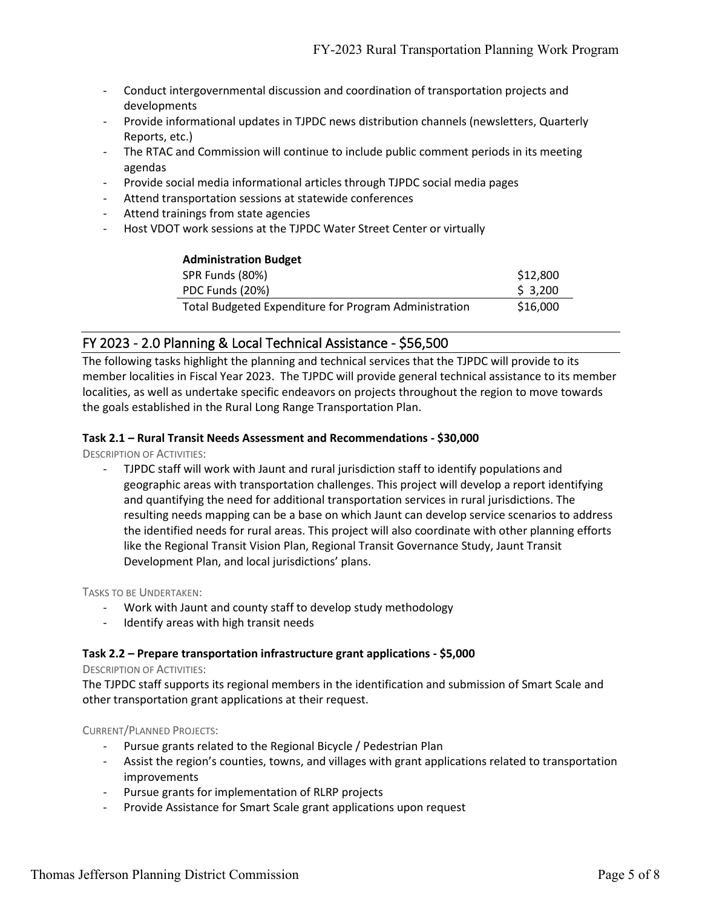- Conduct intergovernmental discussion and coordination of transportation projects and developments
- Provide informational updates in TJPDC news distribution channels (newsletters, Quarterly Reports, etc.)
- The RTAC and Commission will continue to include public comment periods in its meeting agendas
- Provide social media informational articles through TJPDC social media pages
- Attend transportation sessions at statewide conferences
- Attend trainings from state agencies
- Host VDOT work sessions at the TJPDC Water Street Center or virtually

| **Administration Budget** | |
|---|---|
| SPR Funds (80%) | $12,800 |
| PDC Funds (20%) | $ 3,200 |
| Total Budgeted Expenditure for Program Administration | $16,000 |

## FY 2023 - 2.0 Planning & Local Technical Assistance - $56,500

The following tasks highlight the planning and technical services that the TJPDC will provide to its member localities in Fiscal Year 2023. The TJPDC will provide general technical assistance to its member localities, as well as undertake specific endeavors on projects throughout the region to move towards the goals established in the Rural Long Range Transportation Plan.

### Task 2.1 – Rural Transit Needs Assessment and Recommendations - $30,000

DESCRIPTION OF ACTIVITIES:

- TJPDC staff will work with Jaunt and rural jurisdiction staff to identify populations and geographic areas with transportation challenges. This project will develop a report identifying and quantifying the need for additional transportation services in rural jurisdictions. The resulting needs mapping can be a base on which Jaunt can develop service scenarios to address the identified needs for rural areas. This project will also coordinate with other planning efforts like the Regional Transit Vision Plan, Regional Transit Governance Study, Jaunt Transit Development Plan, and local jurisdictions' plans.

TASKS TO BE UNDERTAKEN:

- Work with Jaunt and county staff to develop study methodology
- Identify areas with high transit needs

### Task 2.2 – Prepare transportation infrastructure grant applications - $5,000

DESCRIPTION OF ACTIVITIES:

The TJPDC staff supports its regional members in the identification and submission of Smart Scale and other transportation grant applications at their request.

CURRENT/PLANNED PROJECTS:

- Pursue grants related to the Regional Bicycle / Pedestrian Plan
- Assist the region's counties, towns, and villages with grant applications related to transportation improvements
- Pursue grants for implementation of RLRP projects
- Provide Assistance for Smart Scale grant applications upon request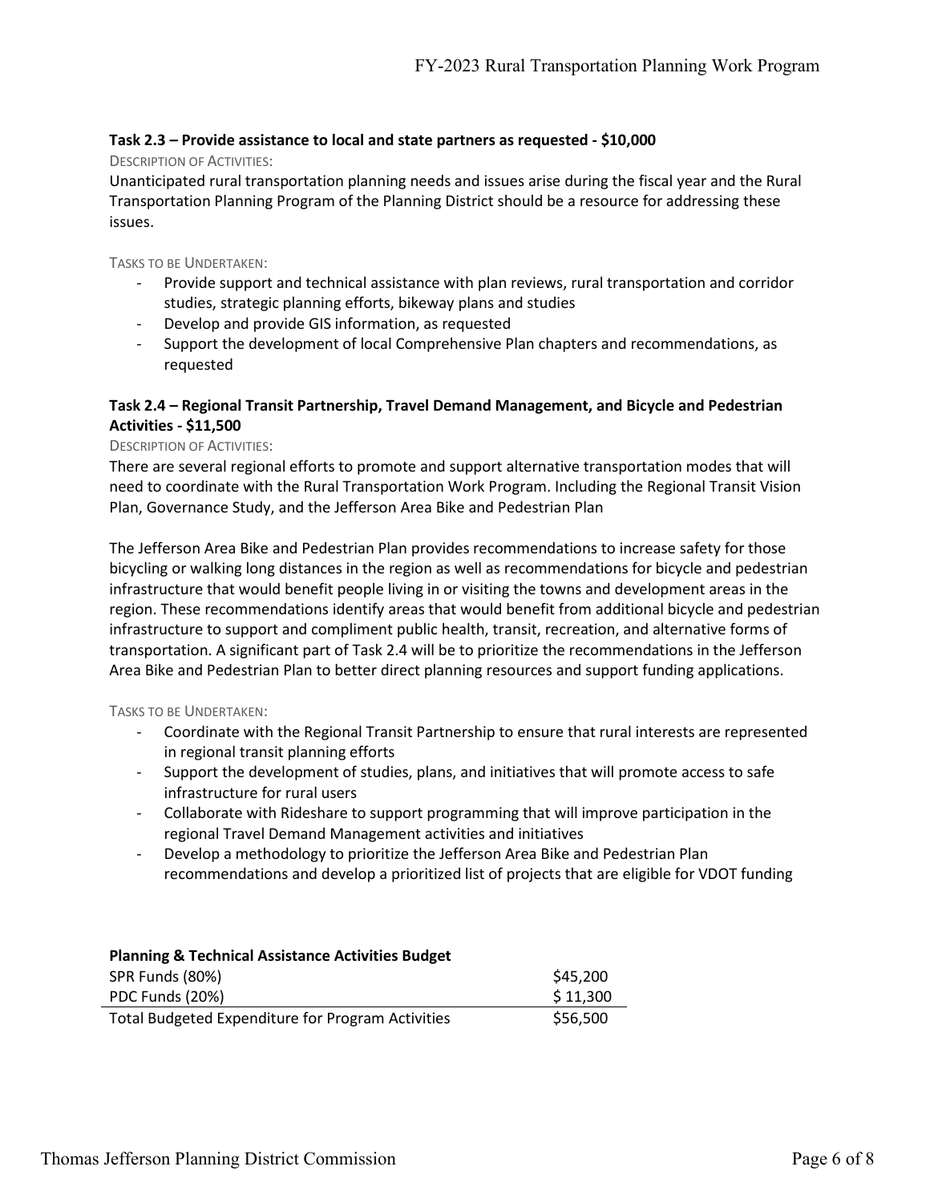**Task 2.3 – Provide assistance to local and state partners as requested - $10,000**

DESCRIPTION OF ACTIVITIES:

Unanticipated rural transportation planning needs and issues arise during the fiscal year and the Rural Transportation Planning Program of the Planning District should be a resource for addressing these issues.

TASKS TO BE UNDERTAKEN:

- Provide support and technical assistance with plan reviews, rural transportation and corridor studies, strategic planning efforts, bikeway plans and studies
- Develop and provide GIS information, as requested
- Support the development of local Comprehensive Plan chapters and recommendations, as requested

**Task 2.4 – Regional Transit Partnership, Travel Demand Management, and Bicycle and Pedestrian Activities - $11,500**

DESCRIPTION OF ACTIVITIES:

There are several regional efforts to promote and support alternative transportation modes that will need to coordinate with the Rural Transportation Work Program. Including the Regional Transit Vision Plan, Governance Study, and the Jefferson Area Bike and Pedestrian Plan

The Jefferson Area Bike and Pedestrian Plan provides recommendations to increase safety for those bicycling or walking long distances in the region as well as recommendations for bicycle and pedestrian infrastructure that would benefit people living in or visiting the towns and development areas in the region. These recommendations identify areas that would benefit from additional bicycle and pedestrian infrastructure to support and compliment public health, transit, recreation, and alternative forms of transportation. A significant part of Task 2.4 will be to prioritize the recommendations in the Jefferson Area Bike and Pedestrian Plan to better direct planning resources and support funding applications.

TASKS TO BE UNDERTAKEN:

- Coordinate with the Regional Transit Partnership to ensure that rural interests are represented in regional transit planning efforts
- Support the development of studies, plans, and initiatives that will promote access to safe infrastructure for rural users
- Collaborate with Rideshare to support programming that will improve participation in the regional Travel Demand Management activities and initiatives
- Develop a methodology to prioritize the Jefferson Area Bike and Pedestrian Plan recommendations and develop a prioritized list of projects that are eligible for VDOT funding

**Planning & Technical Assistance Activities Budget**

| | |
|---|---|
| SPR Funds (80%) | $45,200 |
| PDC Funds (20%) | $ 11,300 |
| Total Budgeted Expenditure for Program Activities | $56,500 |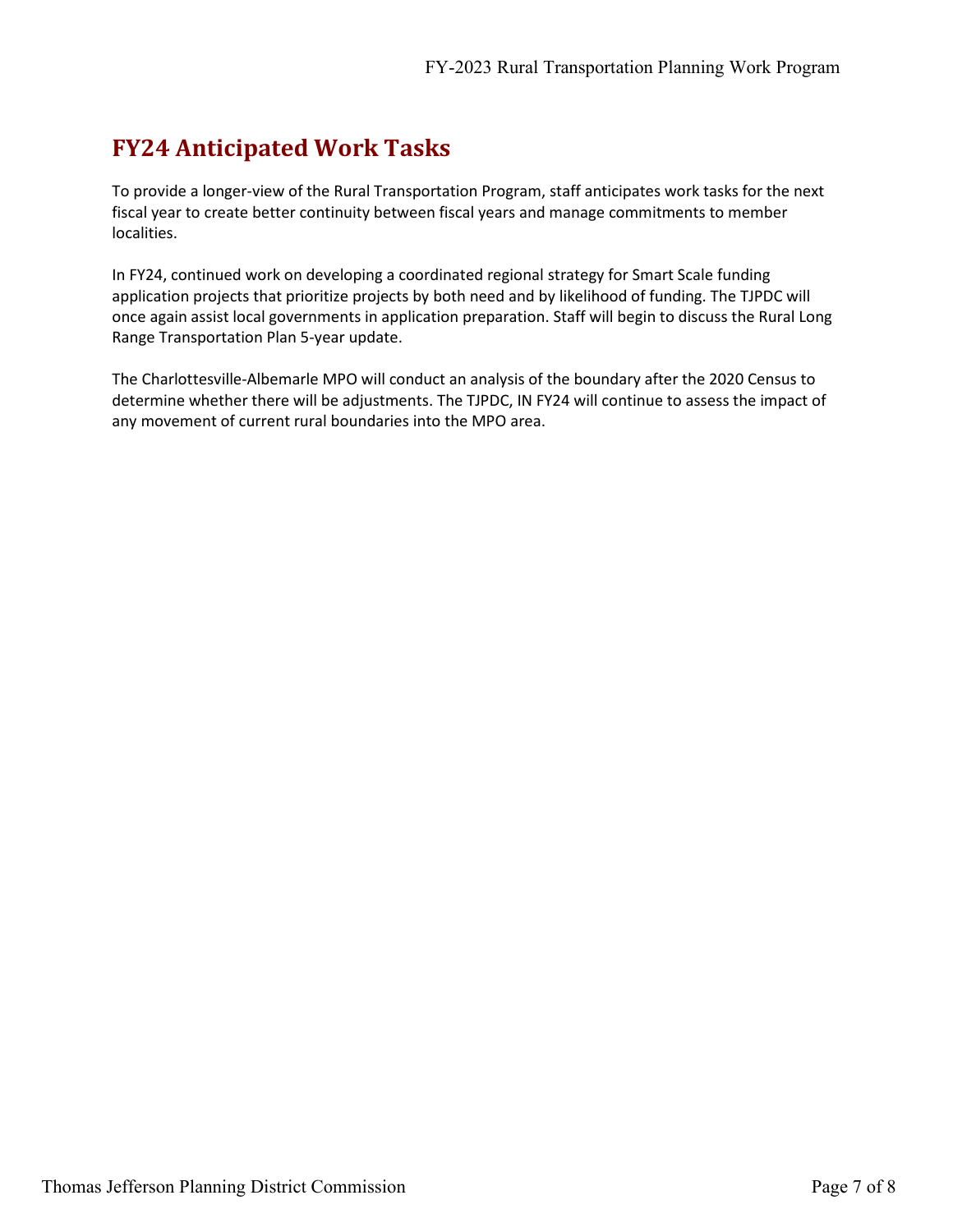## FY24 Anticipated Work Tasks

To provide a longer-view of the Rural Transportation Program, staff anticipates work tasks for the next fiscal year to create better continuity between fiscal years and manage commitments to member localities.

In FY24, continued work on developing a coordinated regional strategy for Smart Scale funding application projects that prioritize projects by both need and by likelihood of funding. The TJPDC will once again assist local governments in application preparation. Staff will begin to discuss the Rural Long Range Transportation Plan 5-year update.

The Charlottesville-Albemarle MPO will conduct an analysis of the boundary after the 2020 Census to determine whether there will be adjustments. The TJPDC, IN FY24 will continue to assess the impact of any movement of current rural boundaries into the MPO area.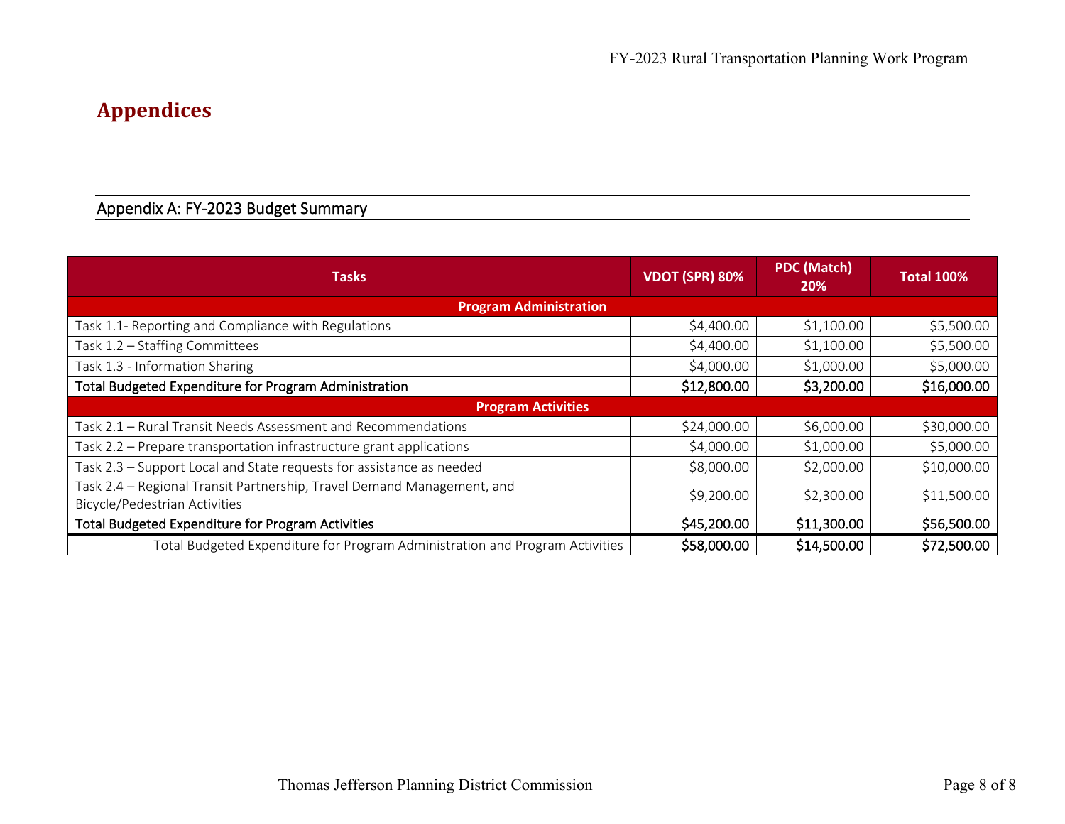# Appendices

## Appendix A: FY-2023 Budget Summary

| Tasks | VDOT (SPR) 80% | PDC (Match) 20% | Total 100% |
|---|---|---|---|
| **Program Administration** | | | |
| Task 1.1- Reporting and Compliance with Regulations | $4,400.00 | $1,100.00 | $5,500.00 |
| Task 1.2 – Staffing Committees | $4,400.00 | $1,100.00 | $5,500.00 |
| Task 1.3 - Information Sharing | $4,000.00 | $1,000.00 | $5,000.00 |
| **Total Budgeted Expenditure for Program Administration** | **$12,800.00** | **$3,200.00** | **$16,000.00** |
| **Program Activities** | | | |
| Task 2.1 – Rural Transit Needs Assessment and Recommendations | $24,000.00 | $6,000.00 | $30,000.00 |
| Task 2.2 – Prepare transportation infrastructure grant applications | $4,000.00 | $1,000.00 | $5,000.00 |
| Task 2.3 – Support Local and State requests for assistance as needed | $8,000.00 | $2,000.00 | $10,000.00 |
| Task 2.4 – Regional Transit Partnership, Travel Demand Management, and Bicycle/Pedestrian Activities | $9,200.00 | $2,300.00 | $11,500.00 |
| **Total Budgeted Expenditure for Program Activities** | **$45,200.00** | **$11,300.00** | **$56,500.00** |
| Total Budgeted Expenditure for Program Administration and Program Activities | **$58,000.00** | **$14,500.00** | **$72,500.00** |